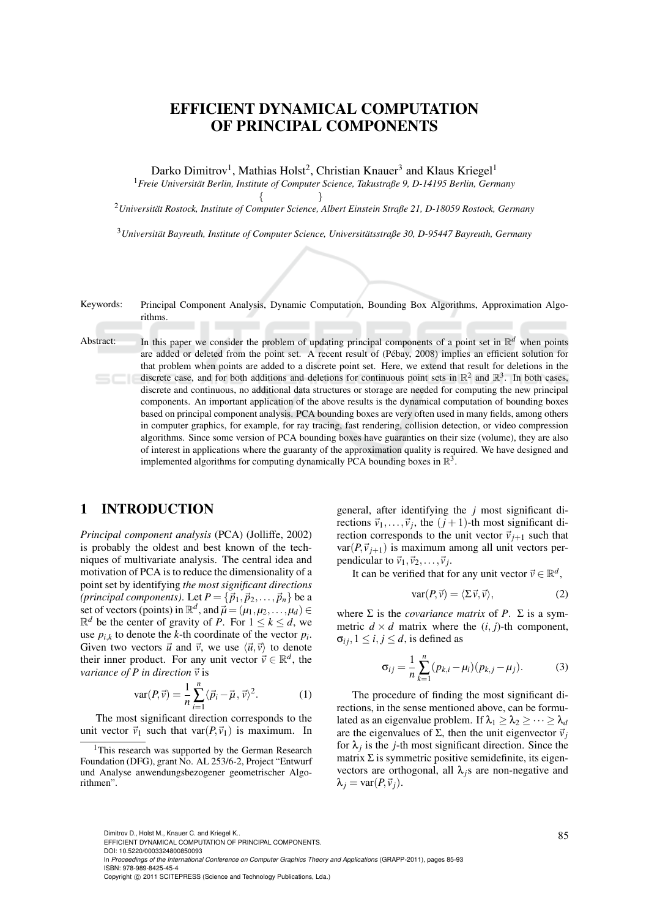# EFFICIENT DYNAMICAL COMPUTATION OF PRINCIPAL COMPONENTS

Darko Dimitrov[1], Mathias Holst[2], Christian Knauer[3] and Klaus Kriegel[1]

[1]*Freie Universität Berlin, Institute of Computer Science, Takustraße 9, D-14195 Berlin, Germany*

{ }

[2]*Universität Rostock, Institute of Computer Science, Albert Einstein Straße 21, D-18059 Rostock, Germany*

[3]*Universität Bayreuth, Institute of Computer Science, Universitätsstraße 30, D-95447 Bayreuth, Germany*

Keywords: Principal Component Analysis, Dynamic Computation, Bounding Box Algorithms, Approximation Algorithms.

Abstract: In this paper we consider the problem of updating principal components of a point set in $\mathbb{R}^d$ when points are added or deleted from the point set. A recent result of (Pébay, 2008) implies an efficient solution for that problem when points are added to a discrete point set. Here, we extend that result for deletions in the discrete case, and for both additions and deletions for continuous point sets in $\mathbb{R}^2$ and $\mathbb{R}^3$. In both cases, discrete and continuous, no additional data structures or storage are needed for computing the new principal components. An important application of the above results is the dynamical computation of bounding boxes based on principal component analysis. PCA bounding boxes are very often used in many fields, among others in computer graphics, for example, for ray tracing, fast rendering, collision detection, or video compression algorithms. Since some version of PCA bounding boxes have guaranties on their size (volume), they are also of interest in applications where the guaranty of the approximation quality is required. We have designed and implemented algorithms for computing dynamically PCA bounding boxes in $\mathbb{R}^3$.

## 1 INTRODUCTION

*Principal component analysis* (PCA) (Jolliffe, 2002) is probably the oldest and best known of the techniques of multivariate analysis. The central idea and motivation of PCA is to reduce the dimensionality of a point set by identifying *the most significant directions (principal components)*. Let $P = \{\vec{p}_1, \vec{p}_2, \ldots, \vec{p}_n\}$ be a set of vectors (points) in $\mathbb{R}^d$, and $\vec{\mu} = (\mu_1, \mu_2, \ldots, \mu_d) \in \mathbb{R}^d$ be the center of gravity of $P$. For $1 \leq k \leq d$, we use $p_{i,k}$ to denote the $k$-th coordinate of the vector $p_i$. Given two vectors $\vec{u}$ and $\vec{v}$, we use $\langle \vec{u}, \vec{v} \rangle$ to denote their inner product. For any unit vector $\vec{v} \in \mathbb{R}^d$, the *variance of P in direction* $\vec{v}$ is

$$\mathrm{var}(P, \vec{v}) = \frac{1}{n} \sum_{i=1}^{n} \langle \vec{p}_i - \vec{\mu}, \vec{v} \rangle^2. \quad (1)$$

The most significant direction corresponds to the unit vector $\vec{v}_1$ such that $\mathrm{var}(P, \vec{v}_1)$ is maximum. In general, after identifying the $j$ most significant directions $\vec{v}_1, \ldots, \vec{v}_j$, the $(j+1)$-th most significant direction corresponds to the unit vector $\vec{v}_{j+1}$ such that $\mathrm{var}(P, \vec{v}_{j+1})$ is maximum among all unit vectors perpendicular to $\vec{v}_1, \vec{v}_2, \ldots, \vec{v}_j$.

It can be verified that for any unit vector $\vec{v} \in \mathbb{R}^d$,

$$\mathrm{var}(P, \vec{v}) = \langle \Sigma \vec{v}, \vec{v} \rangle, \quad (2)$$

where $\Sigma$ is the *covariance matrix* of $P$. $\Sigma$ is a symmetric $d \times d$ matrix where the $(i, j)$-th component, $\sigma_{ij}, 1 \leq i, j \leq d$, is defined as

$$\sigma_{ij} = \frac{1}{n} \sum_{k=1}^{n} (p_{k,i} - \mu_i)(p_{k,j} - \mu_j). \quad (3)$$

The procedure of finding the most significant directions, in the sense mentioned above, can be formulated as an eigenvalue problem. If $\lambda_1 \geq \lambda_2 \geq \cdots \geq \lambda_d$ are the eigenvalues of $\Sigma$, then the unit eigenvector $\vec{v}_j$ for $\lambda_j$ is the $j$-th most significant direction. Since the matrix $\Sigma$ is symmetric positive semidefinite, its eigenvectors are orthogonal, all $\lambda_j$s are non-negative and $\lambda_j = \mathrm{var}(P, \vec{v}_j)$.

[1]This research was supported by the German Research Foundation (DFG), grant No. AL 253/6-2, Project "Entwurf und Analyse anwendungsbezogener geometrischer Algorithmen".

Dimitrov D., Holst M., Knauer C. and Kriegel K..
EFFICIENT DYNAMICAL COMPUTATION OF PRINCIPAL COMPONENTS.
DOI: 10.5220/0003324800850093
In *Proceedings of the International Conference on Computer Graphics Theory and Applications* (GRAPP-2011), pages 85-93
ISBN: 978-989-8425-45-4
Copyright © 2011 SCITEPRESS (Science and Technology Publications, Lda.)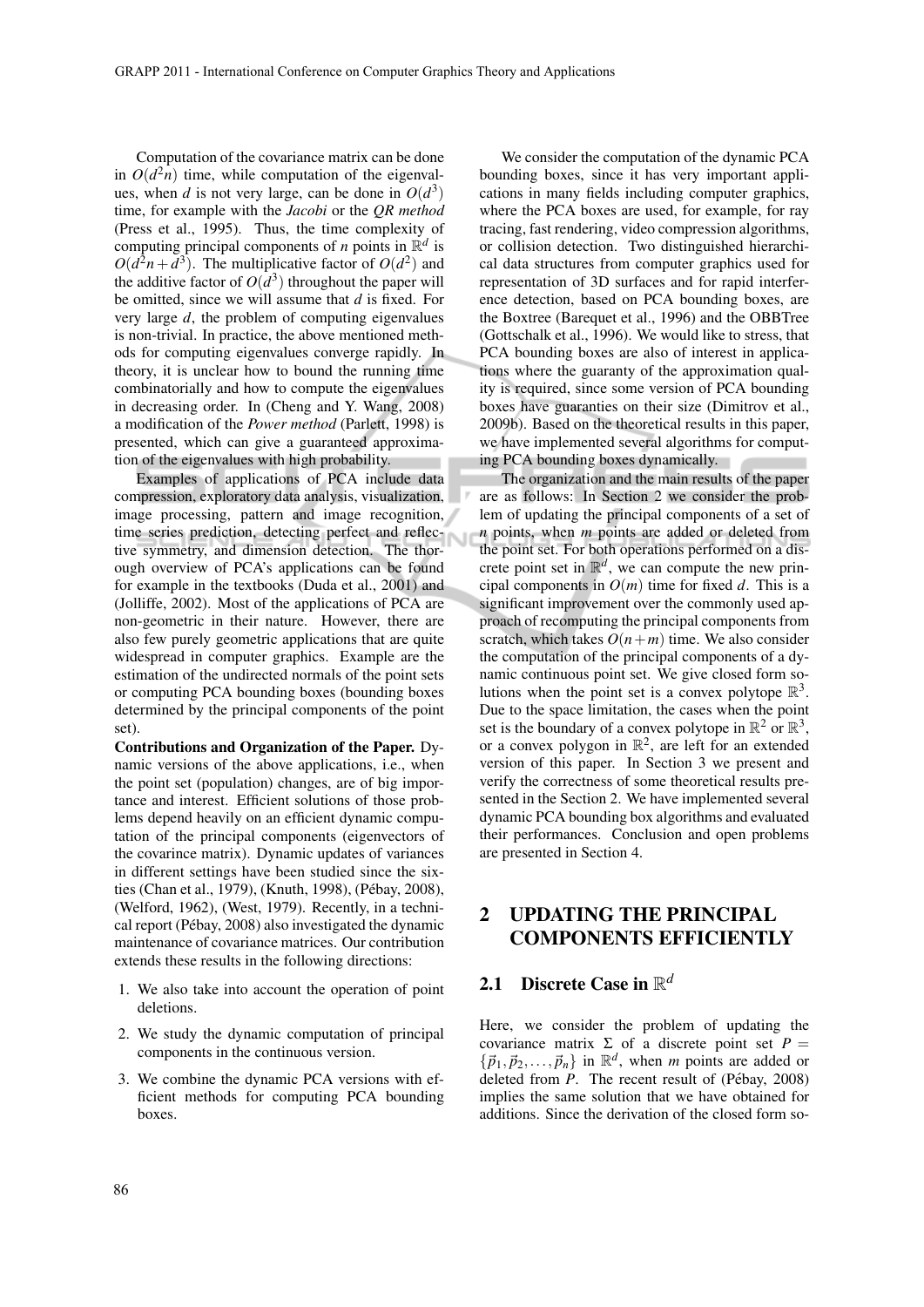Computation of the covariance matrix can be done in $O(d^2 n)$ time, while computation of the eigenvalues, when $d$ is not very large, can be done in $O(d^3)$ time, for example with the *Jacobi* or the *QR method* (Press et al., 1995). Thus, the time complexity of computing principal components of $n$ points in $\mathbb{R}^d$ is $O(d^2 n + d^3)$. The multiplicative factor of $O(d^2)$ and the additive factor of $O(d^3)$ throughout the paper will be omitted, since we will assume that $d$ is fixed. For very large $d$, the problem of computing eigenvalues is non-trivial. In practice, the above mentioned methods for computing eigenvalues converge rapidly. In theory, it is unclear how to bound the running time combinatorially and how to compute the eigenvalues in decreasing order. In (Cheng and Y. Wang, 2008) a modification of the *Power method* (Parlett, 1998) is presented, which can give a guaranteed approximation of the eigenvalues with high probability.

Examples of applications of PCA include data compression, exploratory data analysis, visualization, image processing, pattern and image recognition, time series prediction, detecting perfect and reflective symmetry, and dimension detection. The thorough overview of PCA's applications can be found for example in the textbooks (Duda et al., 2001) and (Jolliffe, 2002). Most of the applications of PCA are non-geometric in their nature. However, there are also few purely geometric applications that are quite widespread in computer graphics. Example are the estimation of the undirected normals of the point sets or computing PCA bounding boxes (bounding boxes determined by the principal components of the point set).

**Contributions and Organization of the Paper.** Dynamic versions of the above applications, i.e., when the point set (population) changes, are of big importance and interest. Efficient solutions of those problems depend heavily on an efficient dynamic computation of the principal components (eigenvectors of the covarince matrix). Dynamic updates of variances in different settings have been studied since the sixties (Chan et al., 1979), (Knuth, 1998), (Pébay, 2008), (Welford, 1962), (West, 1979). Recently, in a technical report (Pébay, 2008) also investigated the dynamic maintenance of covariance matrices. Our contribution extends these results in the following directions:

1. We also take into account the operation of point deletions.
2. We study the dynamic computation of principal components in the continuous version.
3. We combine the dynamic PCA versions with efficient methods for computing PCA bounding boxes.

We consider the computation of the dynamic PCA bounding boxes, since it has very important applications in many fields including computer graphics, where the PCA boxes are used, for example, for ray tracing, fast rendering, video compression algorithms, or collision detection. Two distinguished hierarchical data structures from computer graphics used for representation of 3D surfaces and for rapid interference detection, based on PCA bounding boxes, are the Boxtree (Barequet et al., 1996) and the OBBTree (Gottschalk et al., 1996). We would like to stress, that PCA bounding boxes are also of interest in applications where the guaranty of the approximation quality is required, since some version of PCA bounding boxes have guaranties on their size (Dimitrov et al., 2009b). Based on the theoretical results in this paper, we have implemented several algorithms for computing PCA bounding boxes dynamically.

The organization and the main results of the paper are as follows: In Section 2 we consider the problem of updating the principal components of a set of $n$ points, when $m$ points are added or deleted from the point set. For both operations performed on a discrete point set in $\mathbb{R}^d$, we can compute the new principal components in $O(m)$ time for fixed $d$. This is a significant improvement over the commonly used approach of recomputing the principal components from scratch, which takes $O(n+m)$ time. We also consider the computation of the principal components of a dynamic continuous point set. We give closed form solutions when the point set is a convex polytope $\mathbb{R}^3$. Due to the space limitation, the cases when the point set is the boundary of a convex polytope in $\mathbb{R}^2$ or $\mathbb{R}^3$, or a convex polygon in $\mathbb{R}^2$, are left for an extended version of this paper. In Section 3 we present and verify the correctness of some theoretical results presented in the Section 2. We have implemented several dynamic PCA bounding box algorithms and evaluated their performances. Conclusion and open problems are presented in Section 4.

## 2 UPDATING THE PRINCIPAL COMPONENTS EFFICIENTLY

### 2.1 Discrete Case in $\mathbb{R}^d$

Here, we consider the problem of updating the covariance matrix $\Sigma$ of a discrete point set $P = \{\vec{p}_1, \vec{p}_2, \ldots, \vec{p}_n\}$ in $\mathbb{R}^d$, when $m$ points are added or deleted from $P$. The recent result of (Pébay, 2008) implies the same solution that we have obtained for additions. Since the derivation of the closed form so-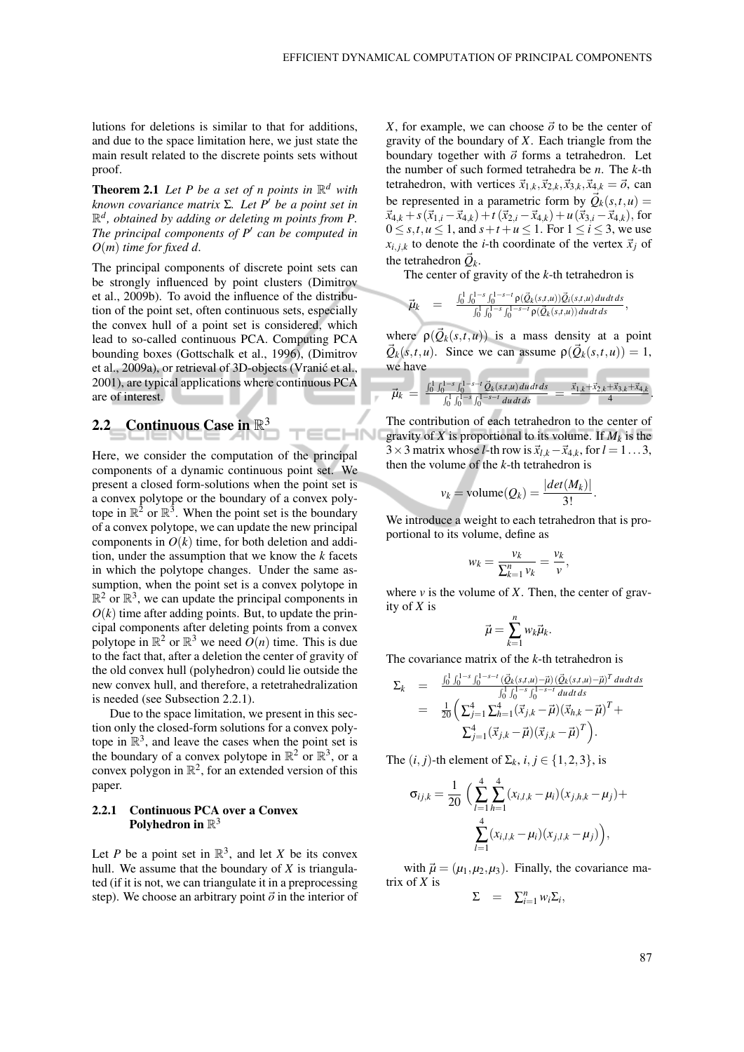lutions for deletions is similar to that for additions, and due to the space limitation here, we just state the main result related to the discrete points sets without proof.

**Theorem 2.1** *Let $P$ be a set of $n$ points in $\mathbb{R}^d$ with known covariance matrix $\Sigma$. Let $P'$ be a point set in $\mathbb{R}^d$, obtained by adding or deleting $m$ points from $P$. The principal components of $P'$ can be computed in $O(m)$ time for fixed $d$.*

The principal components of discrete point sets can be strongly influenced by point clusters (Dimitrov et al., 2009b). To avoid the influence of the distribution of the point set, often continuous sets, especially the convex hull of a point set is considered, which lead to so-called continuous PCA. Computing PCA bounding boxes (Gottschalk et al., 1996), (Dimitrov et al., 2009a), or retrieval of 3D-objects (Vranić et al., 2001), are typical applications where continuous PCA are of interest.

## 2.2 Continuous Case in $\mathbb{R}^3$

Here, we consider the computation of the principal components of a dynamic continuous point set. We present a closed form-solutions when the point set is a convex polytope or the boundary of a convex polytope in $\mathbb{R}^2$ or $\mathbb{R}^3$. When the point set is the boundary of a convex polytope, we can update the new principal components in $O(k)$ time, for both deletion and addition, under the assumption that we know the $k$ facets in which the polytope changes. Under the same assumption, when the point set is a convex polytope in $\mathbb{R}^2$ or $\mathbb{R}^3$, we can update the principal components in $O(k)$ time after adding points. But, to update the principal components after deleting points from a convex polytope in $\mathbb{R}^2$ or $\mathbb{R}^3$ we need $O(n)$ time. This is due to the fact that, after a deletion the center of gravity of the old convex hull (polyhedron) could lie outside the new convex hull, and therefore, a retetrahedralization is needed (see Subsection 2.2.1).

Due to the space limitation, we present in this section only the closed-form solutions for a convex polytope in $\mathbb{R}^3$, and leave the cases when the point set is the boundary of a convex polytope in $\mathbb{R}^2$ or $\mathbb{R}^3$, or a convex polygon in $\mathbb{R}^2$, for an extended version of this paper.

### 2.2.1 Continuous PCA over a Convex Polyhedron in $\mathbb{R}^3$

Let $P$ be a point set in $\mathbb{R}^3$, and let $X$ be its convex hull. We assume that the boundary of $X$ is triangulated (if it is not, we can triangulate it in a preprocessing step). We choose an arbitrary point $\vec{o}$ in the interior of $X$, for example, we can choose $\vec{o}$ to be the center of gravity of the boundary of $X$. Each triangle from the boundary together with $\vec{o}$ forms a tetrahedron. Let the number of such formed tetrahedra be $n$. The $k$-th tetrahedron, with vertices $\vec{x}_{1,k}, \vec{x}_{2,k}, \vec{x}_{3,k}, \vec{x}_{4,k} = \vec{o}$, can be represented in a parametric form by $\vec{Q}_k(s,t,u) = \vec{x}_{4,k} + s(\vec{x}_{1,i} - \vec{x}_{4,k}) + t(\vec{x}_{2,i} - \vec{x}_{4,k}) + u(\vec{x}_{3,i} - \vec{x}_{4,k})$, for $0 \le s,t,u \le 1$, and $s+t+u \le 1$. For $1 \le i \le 3$, we use $x_{i,j,k}$ to denote the $i$-th coordinate of the vertex $\vec{x}_j$ of the tetrahedron $\vec{Q}_k$.

The center of gravity of the $k$-th tetrahedron is

$$\vec{\mu}_k = \frac{\int_0^1 \int_0^{1-s} \int_0^{1-s-t} \rho(\vec{Q}_k(s,t,u)) \vec{Q}_i(s,t,u)\, du\, dt\, ds}{\int_0^1 \int_0^{1-s} \int_0^{1-s-t} \rho(\vec{Q}_k(s,t,u))\, du\, dt\, ds},$$

where $\rho(\vec{Q}_k(s,t,u))$ is a mass density at a point $\vec{Q}_k(s,t,u)$. Since we can assume $\rho(\vec{Q}_k(s,t,u)) = 1$, we have

$$\vec{\mu}_k = \frac{\int_0^1 \int_0^{1-s} \int_0^{1-s-t} \vec{Q}_k(s,t,u)\, du\, dt\, ds}{\int_0^1 \int_0^{1-s} \int_0^{1-s-t} du\, dt\, ds} = \frac{\vec{x}_{1,k} + \vec{x}_{2,k} + \vec{x}_{3,k} + \vec{x}_{4,k}}{4}.$$

The contribution of each tetrahedron to the center of gravity of $X$ is proportional to its volume. If $M_k$ is the $3 \times 3$ matrix whose $l$-th row is $\vec{x}_{l,k} - \vec{x}_{4,k}$, for $l = 1 \ldots 3$, then the volume of the $k$-th tetrahedron is

$$v_k = \text{volume}(Q_k) = \frac{|det(M_k)|}{3!}.$$

We introduce a weight to each tetrahedron that is proportional to its volume, define as

$$w_k = \frac{v_k}{\sum_{k=1}^{n} v_k} = \frac{v_k}{v},$$

where $v$ is the volume of $X$. Then, the center of gravity of $X$ is

$$\vec{\mu} = \sum_{k=1}^{n} w_k \vec{\mu}_k.$$

The covariance matrix of the $k$-th tetrahedron is

$$\begin{aligned}
\Sigma_k &= \frac{\int_0^1 \int_0^{1-s} \int_0^{1-s-t} (\vec{Q}_k(s,t,u) - \vec{\mu})(\vec{Q}_k(s,t,u) - \vec{\mu})^T\, du\, dt\, ds}{\int_0^1 \int_0^{1-s} \int_0^{1-s-t} du\, dt\, ds} \\
&= \frac{1}{20}\Big( \sum_{j=1}^{4} \sum_{h=1}^{4} (\vec{x}_{j,k} - \vec{\mu})(\vec{x}_{h,k} - \vec{\mu})^T + \\
&\qquad \sum_{j=1}^{4} (\vec{x}_{j,k} - \vec{\mu})(\vec{x}_{j,k} - \vec{\mu})^T \Big).
\end{aligned}$$

The $(i,j)$-th element of $\Sigma_k$, $i,j \in \{1,2,3\}$, is

$$\sigma_{ij,k} = \frac{1}{20}\Big( \sum_{l=1}^{4} \sum_{h=1}^{4} (x_{i,l,k} - \mu_i)(x_{j,h,k} - \mu_j) + \sum_{l=1}^{4} (x_{i,l,k} - \mu_i)(x_{j,l,k} - \mu_j) \Big),$$

with $\vec{\mu} = (\mu_1, \mu_2, \mu_3)$. Finally, the covariance matrix of $X$ is

$$\Sigma = \sum_{i=1}^{n} w_i \Sigma_i,$$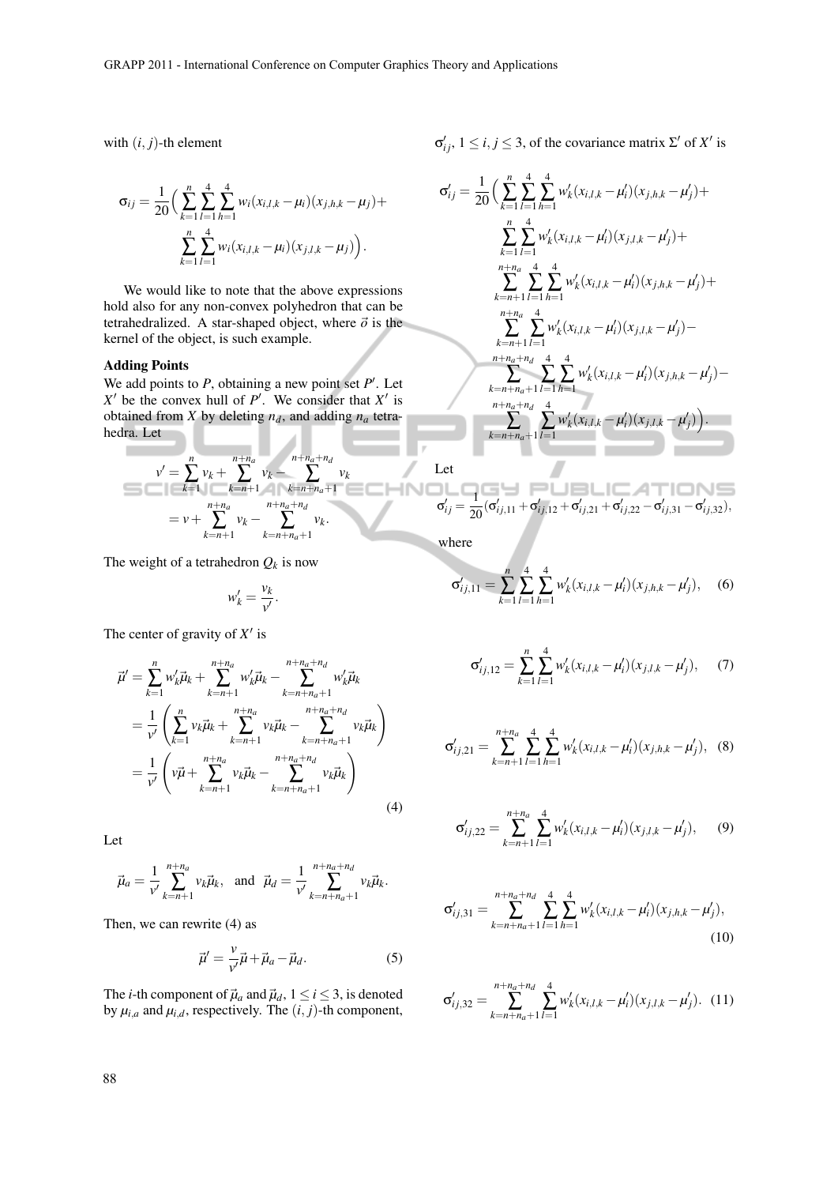with $(i, j)$-th element

$$\sigma_{ij} = \frac{1}{20}\Big( \sum_{k=1}^{n}\sum_{l=1}^{4}\sum_{h=1}^{4} w_i (x_{i,l,k} - \mu_i)(x_{j,h,k} - \mu_j) + \sum_{k=1}^{n}\sum_{l=1}^{4} w_i (x_{i,l,k} - \mu_i)(x_{j,l,k} - \mu_j) \Big).$$

We would like to note that the above expressions hold also for any non-convex polyhedron that can be tetrahedralized. A star-shaped object, where $\vec{o}$ is the kernel of the object, is such example.

**Adding Points**

We add points to $P$, obtaining a new point set $P'$. Let $X'$ be the convex hull of $P'$. We consider that $X'$ is obtained from $X$ by deleting $n_d$, and adding $n_a$ tetrahedra. Let

$$v' = \sum_{k=1}^{n} v_k + \sum_{k=n+1}^{n+n_a} v_k - \sum_{k=n+n_a+1}^{n+n_a+n_d} v_k = v + \sum_{k=n+1}^{n+n_a} v_k - \sum_{k=n+n_a+1}^{n+n_a+n_d} v_k.$$

The weight of a tetrahedron $Q_k$ is now

$$w'_k = \frac{v_k}{v'}.$$

The center of gravity of $X'$ is

$$\begin{aligned}
\vec{\mu}' &= \sum_{k=1}^{n} w'_k \vec{\mu}_k + \sum_{k=n+1}^{n+n_a} w'_k \vec{\mu}_k - \sum_{k=n+n_a+1}^{n+n_a+n_d} w'_k \vec{\mu}_k \\
&= \frac{1}{v'}\left( \sum_{k=1}^{n} v_k \vec{\mu}_k + \sum_{k=n+1}^{n+n_a} v_k \vec{\mu}_k - \sum_{k=n+n_a+1}^{n+n_a+n_d} v_k \vec{\mu}_k \right) \\
&= \frac{1}{v'}\left( v\vec{\mu} + \sum_{k=n+1}^{n+n_a} v_k \vec{\mu}_k - \sum_{k=n+n_a+1}^{n+n_a+n_d} v_k \vec{\mu}_k \right)
\end{aligned} \tag{4}$$

Let

$$\vec{\mu}_a = \frac{1}{v'} \sum_{k=n+1}^{n+n_a} v_k \vec{\mu}_k, \quad \text{and} \quad \vec{\mu}_d = \frac{1}{v'} \sum_{k=n+n_a+1}^{n+n_a+n_d} v_k \vec{\mu}_k.$$

Then, we can rewrite (4) as

$$\vec{\mu}' = \frac{v}{v'}\vec{\mu} + \vec{\mu}_a - \vec{\mu}_d. \tag{5}$$

The $i$-th component of $\vec{\mu}_a$ and $\vec{\mu}_d$, $1 \le i \le 3$, is denoted by $\mu_{i,a}$ and $\mu_{i,d}$, respectively. The $(i, j)$-th component, $\sigma'_{ij}$, $1 \le i, j \le 3$, of the covariance matrix $\Sigma'$ of $X'$ is

$$\begin{aligned}
\sigma'_{ij} = \frac{1}{20}\Big( & \sum_{k=1}^{n}\sum_{l=1}^{4}\sum_{h=1}^{4} w'_k (x_{i,l,k} - \mu'_i)(x_{j,h,k} - \mu'_j) + \\
& \sum_{k=1}^{n}\sum_{l=1}^{4} w'_k (x_{i,l,k} - \mu'_i)(x_{j,l,k} - \mu'_j) + \\
& \sum_{k=n+1}^{n+n_a}\sum_{l=1}^{4}\sum_{h=1}^{4} w'_k (x_{i,l,k} - \mu'_i)(x_{j,h,k} - \mu'_j) + \\
& \sum_{k=n+1}^{n+n_a}\sum_{l=1}^{4} w'_k (x_{i,l,k} - \mu'_i)(x_{j,l,k} - \mu'_j) - \\
& \sum_{k=n+n_a+1}^{n+n_a+n_d}\sum_{l=1}^{4}\sum_{h=1}^{4} w'_k (x_{i,l,k} - \mu'_i)(x_{j,h,k} - \mu'_j) - \\
& \sum_{k=n+n_a+1}^{n+n_a+n_d}\sum_{l=1}^{4} w'_k (x_{i,l,k} - \mu'_i)(x_{j,l,k} - \mu'_j) \Big).
\end{aligned}$$

Let

$$\sigma'_{ij} = \frac{1}{20}(\sigma'_{ij,11} + \sigma'_{ij,12} + \sigma'_{ij,21} + \sigma'_{ij,22} - \sigma'_{ij,31} - \sigma'_{ij,32}),$$

where

$$\sigma'_{ij,11} = \sum_{k=1}^{n}\sum_{l=1}^{4}\sum_{h=1}^{4} w'_k (x_{i,l,k} - \mu'_i)(x_{j,h,k} - \mu'_j), \tag{6}$$

$$\sigma'_{ij,12} = \sum_{k=1}^{n}\sum_{l=1}^{4} w'_k (x_{i,l,k} - \mu'_i)(x_{j,l,k} - \mu'_j), \tag{7}$$

$$\sigma'_{ij,21} = \sum_{k=n+1}^{n+n_a}\sum_{l=1}^{4}\sum_{h=1}^{4} w'_k (x_{i,l,k} - \mu'_i)(x_{j,h,k} - \mu'_j), \tag{8}$$

$$\sigma'_{ij,22} = \sum_{k=n+1}^{n+n_a}\sum_{l=1}^{4} w'_k (x_{i,l,k} - \mu'_i)(x_{j,l,k} - \mu'_j), \tag{9}$$

$$\sigma'_{ij,31} = \sum_{k=n+n_a+1}^{n+n_a+n_d}\sum_{l=1}^{4}\sum_{h=1}^{4} w'_k (x_{i,l,k} - \mu'_i)(x_{j,h,k} - \mu'_j), \tag{10}$$

$$\sigma'_{ij,32} = \sum_{k=n+n_a+1}^{n+n_a+n_d}\sum_{l=1}^{4} w'_k (x_{i,l,k} - \mu'_i)(x_{j,l,k} - \mu'_j). \tag{11}$$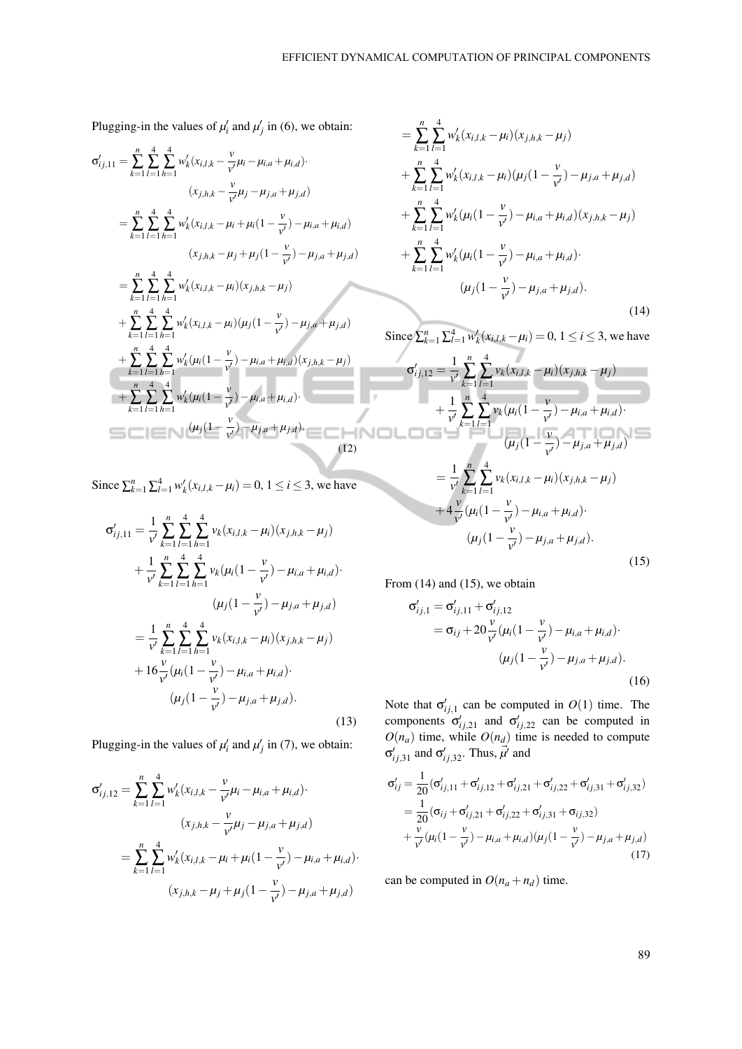Plugging-in the values of $\mu'_i$ and $\mu'_j$ in (6), we obtain:

$$
\begin{aligned}
\sigma'_{ij,11} &= \sum_{k=1}^{n}\sum_{l=1}^{4}\sum_{h=1}^{4} w'_k(x_{i,l,k} - \frac{v}{v'}\mu_i - \mu_{i,a} + \mu_{i,d}) \cdot \\
&\qquad (x_{j,h,k} - \frac{v}{v'}\mu_j - \mu_{j,a} + \mu_{j,d}) \\
&= \sum_{k=1}^{n}\sum_{l=1}^{4}\sum_{h=1}^{4} w'_k(x_{i,l,k} - \mu_i + \mu_i(1 - \frac{v}{v'}) - \mu_{i,a} + \mu_{i,d}) \\
&\qquad (x_{j,h,k} - \mu_j + \mu_j(1 - \frac{v}{v'}) - \mu_{j,a} + \mu_{j,d}) \\
&= \sum_{k=1}^{n}\sum_{l=1}^{4}\sum_{h=1}^{4} w'_k(x_{i,l,k} - \mu_i)(x_{j,h,k} - \mu_j) \\
&+ \sum_{k=1}^{n}\sum_{l=1}^{4}\sum_{h=1}^{4} w'_k(x_{i,l,k} - \mu_i)(\mu_j(1 - \frac{v}{v'}) - \mu_{j,a} + \mu_{j,d}) \\
&+ \sum_{k=1}^{n}\sum_{l=1}^{4}\sum_{h=1}^{4} w'_k(\mu_i(1 - \frac{v}{v'}) - \mu_{i,a} + \mu_{i,d})(x_{j,h,k} - \mu_j) \\
&+ \sum_{k=1}^{n}\sum_{l=1}^{4}\sum_{h=1}^{4} w'_k(\mu_i(1 - \frac{v}{v'}) - \mu_{i,a} + \mu_{i,d}) \cdot \\
&\qquad (\mu_j(1 - \frac{v}{v'}) - \mu_{j,a} + \mu_{j,d}).
\end{aligned}
\tag{12}
$$

Since $\sum_{k=1}^{n}\sum_{l=1}^{4} w'_k(x_{i,l,k} - \mu_i) = 0$, $1 \leq i \leq 3$, we have

$$
\begin{aligned}
\sigma'_{ij,11} &= \frac{1}{v'}\sum_{k=1}^{n}\sum_{l=1}^{4}\sum_{h=1}^{4} v_k(x_{i,l,k} - \mu_i)(x_{j,h,k} - \mu_j) \\
&+ \frac{1}{v'}\sum_{k=1}^{n}\sum_{l=1}^{4}\sum_{h=1}^{4} v_k(\mu_i(1 - \frac{v}{v'}) - \mu_{i,a} + \mu_{i,d}) \cdot \\
&\qquad (\mu_j(1 - \frac{v}{v'}) - \mu_{j,a} + \mu_{j,d}) \\
&= \frac{1}{v'}\sum_{k=1}^{n}\sum_{l=1}^{4}\sum_{h=1}^{4} v_k(x_{i,l,k} - \mu_i)(x_{j,h,k} - \mu_j) \\
&+ 16\frac{v}{v'}(\mu_i(1 - \frac{v}{v'}) - \mu_{i,a} + \mu_{i,d}) \cdot \\
&\qquad (\mu_j(1 - \frac{v}{v'}) - \mu_{j,a} + \mu_{j,d}).
\end{aligned}
\tag{13}
$$

Plugging-in the values of $\mu'_i$ and $\mu'_j$ in (7), we obtain:

$$
\begin{aligned}
\sigma'_{ij,12} &= \sum_{k=1}^{n}\sum_{l=1}^{4} w'_k(x_{i,l,k} - \frac{v}{v'}\mu_i - \mu_{i,a} + \mu_{i,d}) \cdot \\
&\qquad (x_{j,h,k} - \frac{v}{v'}\mu_j - \mu_{j,a} + \mu_{j,d}) \\
&= \sum_{k=1}^{n}\sum_{l=1}^{4} w'_k(x_{i,l,k} - \mu_i + \mu_i(1 - \frac{v}{v'}) - \mu_{i,a} + \mu_{i,d}) \cdot \\
&\qquad (x_{j,h,k} - \mu_j + \mu_j(1 - \frac{v}{v'}) - \mu_{j,a} + \mu_{j,d}) \\
&= \sum_{k=1}^{n}\sum_{l=1}^{4} w'_k(x_{i,l,k} - \mu_i)(x_{j,h,k} - \mu_j) \\
&+ \sum_{k=1}^{n}\sum_{l=1}^{4} w'_k(x_{i,l,k} - \mu_i)(\mu_j(1 - \frac{v}{v'}) - \mu_{j,a} + \mu_{j,d}) \\
&+ \sum_{k=1}^{n}\sum_{l=1}^{4} w'_k(\mu_i(1 - \frac{v}{v'}) - \mu_{i,a} + \mu_{i,d})(x_{j,h,k} - \mu_j) \\
&+ \sum_{k=1}^{n}\sum_{l=1}^{4} w'_k(\mu_i(1 - \frac{v}{v'}) - \mu_{i,a} + \mu_{i,d}) \cdot \\
&\qquad (\mu_j(1 - \frac{v}{v'}) - \mu_{j,a} + \mu_{j,d}).
\end{aligned}
\tag{14}
$$

Since $\sum_{k=1}^{n}\sum_{l=1}^{4} w'_k(x_{i,l,k} - \mu_i) = 0$, $1 \leq i \leq 3$, we have

$$
\begin{aligned}
\sigma'_{ij,12} &= \frac{1}{v'}\sum_{k=1}^{n}\sum_{l=1}^{4} v_k(x_{i,l,k} - \mu_i)(x_{j,h,k} - \mu_j) \\
&+ \frac{1}{v'}\sum_{k=1}^{n}\sum_{l=1}^{4} v_k(\mu_i(1 - \frac{v}{v'}) - \mu_{i,a} + \mu_{i,d}) \cdot \\
&\qquad (\mu_j(1 - \frac{v}{v'}) - \mu_{j,a} + \mu_{j,d}) \\
&= \frac{1}{v'}\sum_{k=1}^{n}\sum_{l=1}^{4} v_k(x_{i,l,k} - \mu_i)(x_{j,h,k} - \mu_j) \\
&+ 4\frac{v}{v'}(\mu_i(1 - \frac{v}{v'}) - \mu_{i,a} + \mu_{i,d}) \cdot \\
&\qquad (\mu_j(1 - \frac{v}{v'}) - \mu_{j,a} + \mu_{j,d}).
\end{aligned}
\tag{15}
$$

From (14) and (15), we obtain

$$
\begin{aligned}
\sigma'_{ij,1} &= \sigma'_{ij,11} + \sigma'_{ij,12} \\
&= \sigma_{ij} + 20\frac{v}{v'}(\mu_i(1 - \frac{v}{v'}) - \mu_{i,a} + \mu_{i,d}) \cdot \\
&\qquad (\mu_j(1 - \frac{v}{v'}) - \mu_{j,a} + \mu_{j,d}).
\end{aligned}
\tag{16}
$$

Note that $\sigma'_{ij,1}$ can be computed in $O(1)$ time. The components $\sigma'_{ij,21}$ and $\sigma'_{ij,22}$ can be computed in $O(n_a)$ time, while $O(n_d)$ time is needed to compute $\sigma'_{ij,31}$ and $\sigma'_{ij,32}$. Thus, $\vec{\mu}'$ and

$$
\begin{aligned}
\sigma'_{ij} &= \frac{1}{20}(\sigma'_{ij,11} + \sigma'_{ij,12} + \sigma'_{ij,21} + \sigma'_{ij,22} + \sigma'_{ij,31} + \sigma'_{ij,32}) \\
&= \frac{1}{20}(\sigma_{ij} + \sigma'_{ij,21} + \sigma'_{ij,22} + \sigma'_{ij,31} + \sigma_{ij,32}) \\
&+ \frac{v}{v'}(\mu_i(1 - \frac{v}{v'}) - \mu_{i,a} + \mu_{i,d})(\mu_j(1 - \frac{v}{v'}) - \mu_{j,a} + \mu_{j,d})
\end{aligned}
\tag{17}
$$

can be computed in $O(n_a + n_d)$ time.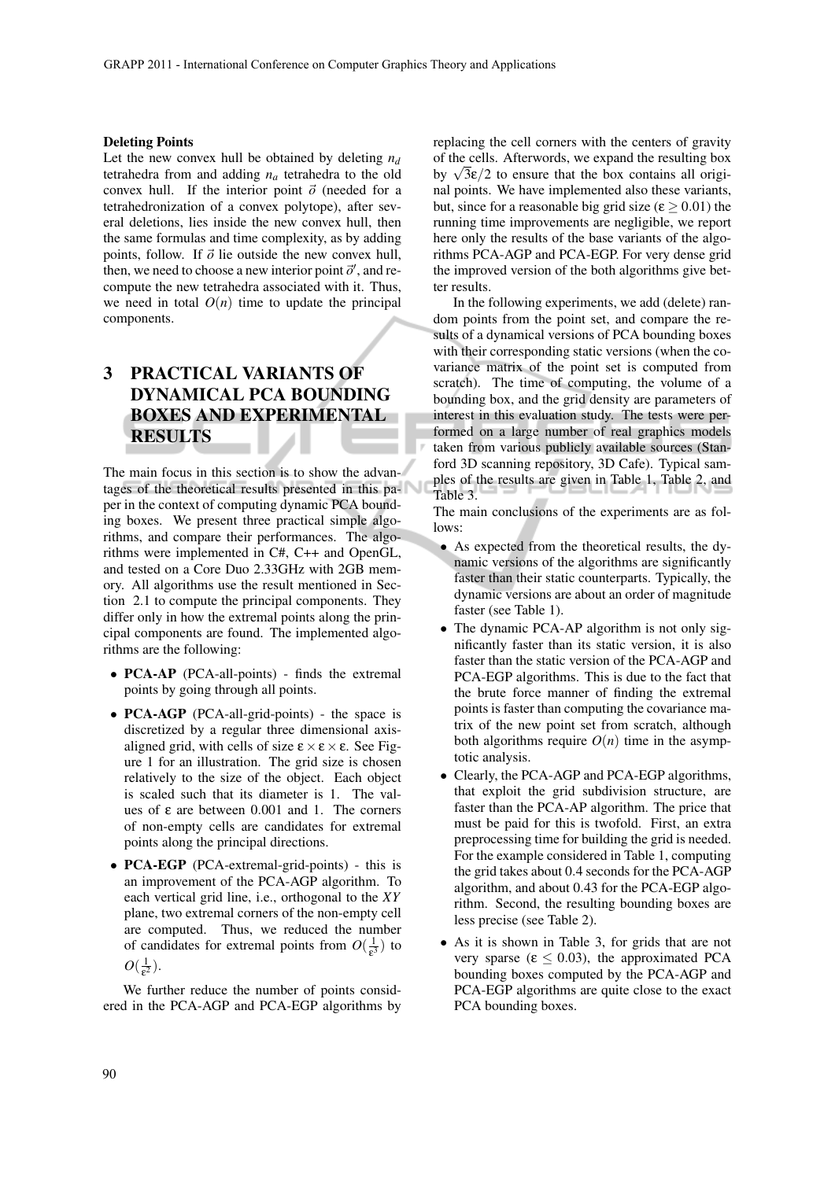**Deleting Points**

Let the new convex hull be obtained by deleting $n_d$ tetrahedra from and adding $n_a$ tetrahedra to the old convex hull. If the interior point $\vec{o}$ (needed for a tetrahedronization of a convex polytope), after several deletions, lies inside the new convex hull, then the same formulas and time complexity, as by adding points, follow. If $\vec{o}$ lie outside the new convex hull, then, we need to choose a new interior point $\vec{o}'$, and recompute the new tetrahedra associated with it. Thus, we need in total $O(n)$ time to update the principal components.

## 3 PRACTICAL VARIANTS OF DYNAMICAL PCA BOUNDING BOXES AND EXPERIMENTAL RESULTS

The main focus in this section is to show the advantages of the theoretical results presented in this paper in the context of computing dynamic PCA bounding boxes. We present three practical simple algorithms, and compare their performances. The algorithms were implemented in C#, C++ and OpenGL, and tested on a Core Duo 2.33GHz with 2GB memory. All algorithms use the result mentioned in Section 2.1 to compute the principal components. They differ only in how the extremal points along the principal components are found. The implemented algorithms are the following:

- **PCA-AP** (PCA-all-points) - finds the extremal points by going through all points.
- **PCA-AGP** (PCA-all-grid-points) - the space is discretized by a regular three dimensional axis-aligned grid, with cells of size $\varepsilon \times \varepsilon \times \varepsilon$. See Figure 1 for an illustration. The grid size is chosen relatively to the size of the object. Each object is scaled such that its diameter is 1. The values of $\varepsilon$ are between 0.001 and 1. The corners of non-empty cells are candidates for extremal points along the principal directions.
- **PCA-EGP** (PCA-extremal-grid-points) - this is an improvement of the PCA-AGP algorithm. To each vertical grid line, i.e., orthogonal to the $XY$ plane, two extremal corners of the non-empty cell are computed. Thus, we reduced the number of candidates for extremal points from $O(\frac{1}{\varepsilon^3})$ to $O(\frac{1}{\varepsilon^2})$.

We further reduce the number of points considered in the PCA-AGP and PCA-EGP algorithms by replacing the cell corners with the centers of gravity of the cells. Afterwords, we expand the resulting box by $\sqrt{3}\varepsilon/2$ to ensure that the box contains all original points. We have implemented also these variants, but, since for a reasonable big grid size ($\varepsilon \geq 0.01$) the running time improvements are negligible, we report here only the results of the base variants of the algorithms PCA-AGP and PCA-EGP. For very dense grid the improved version of the both algorithms give better results.

In the following experiments, we add (delete) random points from the point set, and compare the results of a dynamical versions of PCA bounding boxes with their corresponding static versions (when the covariance matrix of the point set is computed from scratch). The time of computing, the volume of a bounding box, and the grid density are parameters of interest in this evaluation study. The tests were performed on a large number of real graphics models taken from various publicly available sources (Stanford 3D scanning repository, 3D Cafe). Typical samples of the results are given in Table 1, Table 2, and Table 3.

The main conclusions of the experiments are as follows:

- As expected from the theoretical results, the dynamic versions of the algorithms are significantly faster than their static counterparts. Typically, the dynamic versions are about an order of magnitude faster (see Table 1).
- The dynamic PCA-AP algorithm is not only significantly faster than its static version, it is also faster than the static version of the PCA-AGP and PCA-EGP algorithms. This is due to the fact that the brute force manner of finding the extremal points is faster than computing the covariance matrix of the new point set from scratch, although both algorithms require $O(n)$ time in the asymptotic analysis.
- Clearly, the PCA-AGP and PCA-EGP algorithms, that exploit the grid subdivision structure, are faster than the PCA-AP algorithm. The price that must be paid for this is twofold. First, an extra preprocessing time for building the grid is needed. For the example considered in Table 1, computing the grid takes about 0.4 seconds for the PCA-AGP algorithm, and about 0.43 for the PCA-EGP algorithm. Second, the resulting bounding boxes are less precise (see Table 2).
- As it is shown in Table 3, for grids that are not very sparse ($\varepsilon \leq 0.03$), the approximated PCA bounding boxes computed by the PCA-AGP and PCA-EGP algorithms are quite close to the exact PCA bounding boxes.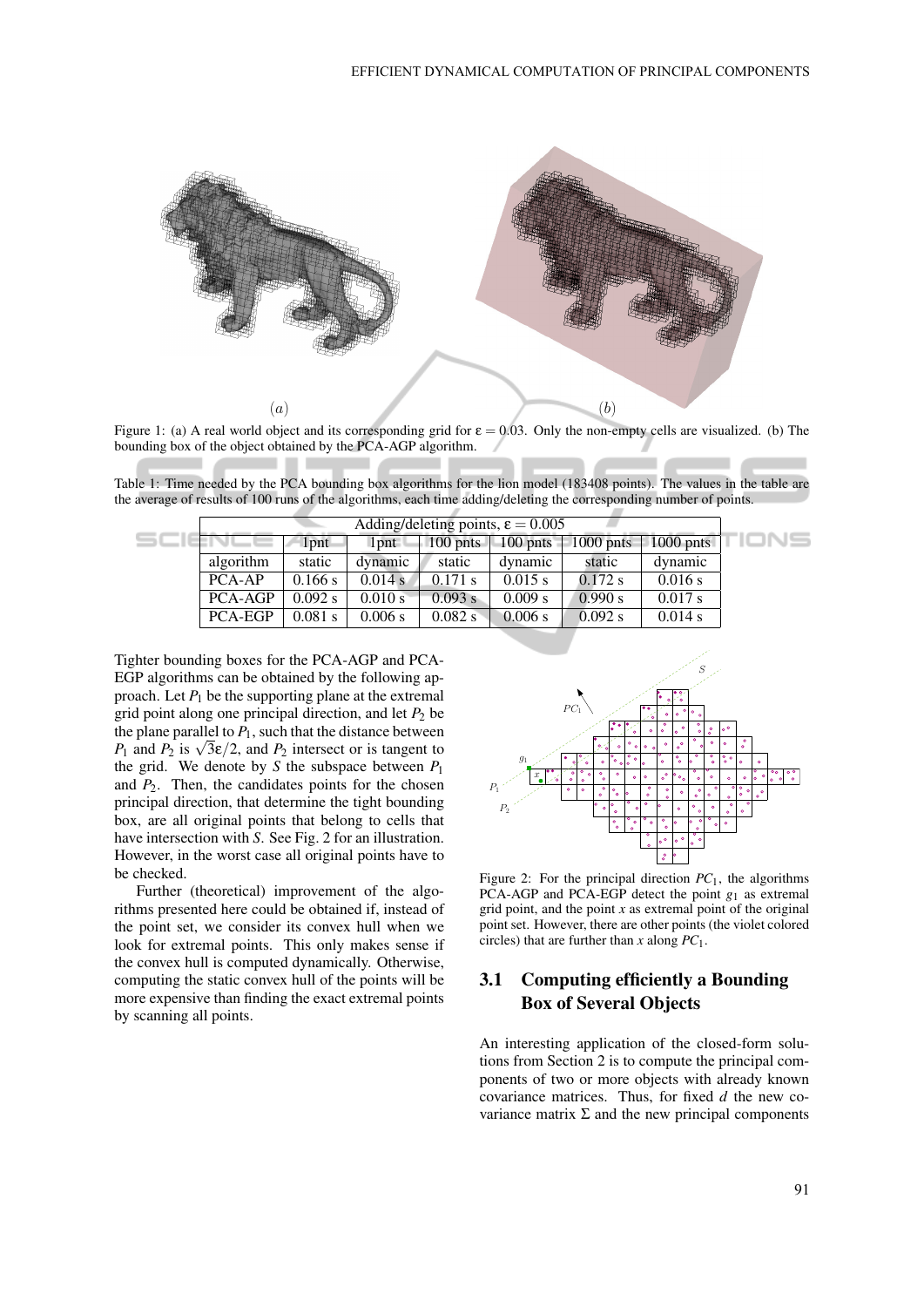Figure 1: (a) A real world object and its corresponding grid for $\varepsilon = 0.03$. Only the non-empty cells are visualized. (b) The bounding box of the object obtained by the PCA-AGP algorithm.

Table 1: Time needed by the PCA bounding box algorithms for the lion model (183408 points). The values in the table are the average of results of 100 runs of the algorithms, each time adding/deleting the corresponding number of points.

| Adding/deleting points, $\varepsilon = 0.005$ | | | | | | |
|---|---|---|---|---|---|---|
| | 1pnt | 1pnt | 100 pnts | 100 pnts | 1000 pnts | 1000 pnts |
| algorithm | static | dynamic | static | dynamic | static | dynamic |
| PCA-AP | 0.166 s | 0.014 s | 0.171 s | 0.015 s | 0.172 s | 0.016 s |
| PCA-AGP | 0.092 s | 0.010 s | 0.093 s | 0.009 s | 0.990 s | 0.017 s |
| PCA-EGP | 0.081 s | 0.006 s | 0.082 s | 0.006 s | 0.092 s | 0.014 s |

Tighter bounding boxes for the PCA-AGP and PCA-EGP algorithms can be obtained by the following approach. Let $P_1$ be the supporting plane at the extremal grid point along one principal direction, and let $P_2$ be the plane parallel to $P_1$, such that the distance between $P_1$ and $P_2$ is $\sqrt{3}\varepsilon/2$, and $P_2$ intersect or is tangent to the grid. We denote by $S$ the subspace between $P_1$ and $P_2$. Then, the candidates points for the chosen principal direction, that determine the tight bounding box, are all original points that belong to cells that have intersection with $S$. See Fig. 2 for an illustration. However, in the worst case all original points have to be checked.

Further (theoretical) improvement of the algorithms presented here could be obtained if, instead of the point set, we consider its convex hull when we look for extremal points. This only makes sense if the convex hull is computed dynamically. Otherwise, computing the static convex hull of the points will be more expensive than finding the exact extremal points by scanning all points.

Figure 2: For the principal direction $PC_1$, the algorithms PCA-AGP and PCA-EGP detect the point $g_1$ as extremal grid point, and the point $x$ as extremal point of the original point set. However, there are other points (the violet colored circles) that are further than $x$ along $PC_1$.

## 3.1 Computing efficiently a Bounding Box of Several Objects

An interesting application of the closed-form solutions from Section 2 is to compute the principal components of two or more objects with already known covariance matrices. Thus, for fixed $d$ the new covariance matrix $\Sigma$ and the new principal components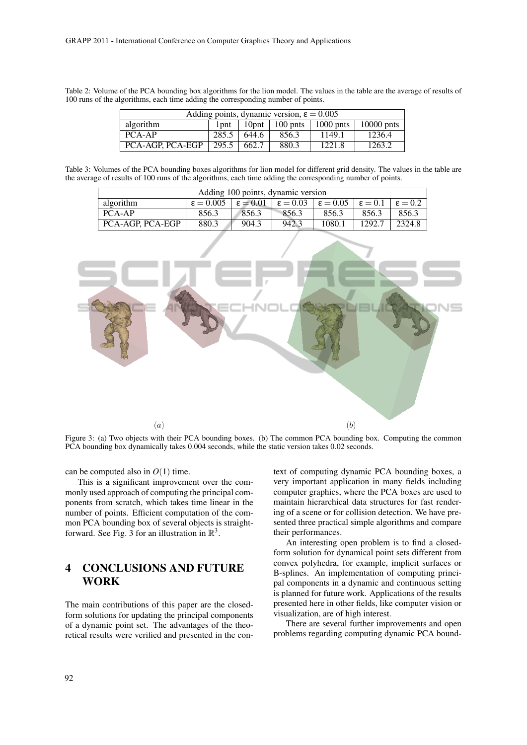Table 2: Volume of the PCA bounding box algorithms for the lion model. The values in the table are the average of results of 100 runs of the algorithms, each time adding the corresponding number of points.

| Adding points, dynamic version, $\varepsilon = 0.005$ | | | | | |
|---|---|---|---|---|---|
| algorithm | 1pnt | 10pnt | 100 pnts | 1000 pnts | 10000 pnts |
| PCA-AP | 285.5 | 644.6 | 856.3 | 1149.1 | 1236.4 |
| PCA-AGP, PCA-EGP | 295.5 | 662.7 | 880.3 | 1221.8 | 1263.2 |

Table 3: Volumes of the PCA bounding boxes algorithms for lion model for different grid density. The values in the table are the average of results of 100 runs of the algorithms, each time adding the corresponding number of points.

| Adding 100 points, dynamic version | | | | | | |
|---|---|---|---|---|---|---|
| algorithm | $\varepsilon = 0.005$ | $\varepsilon = 0.01$ | $\varepsilon = 0.03$ | $\varepsilon = 0.05$ | $\varepsilon = 0.1$ | $\varepsilon = 0.2$ |
| PCA-AP | 856.3 | 856.3 | 856.3 | 856.3 | 856.3 | 856.3 |
| PCA-AGP, PCA-EGP | 880.3 | 904.3 | 942.3 | 1080.1 | 1292.7 | 2324.8 |

$(a)$ $(b)$

Figure 3: (a) Two objects with their PCA bounding boxes. (b) The common PCA bounding box. Computing the common PCA bounding box dynamically takes 0.004 seconds, while the static version takes 0.02 seconds.

can be computed also in $O(1)$ time.

This is a significant improvement over the commonly used approach of computing the principal components from scratch, which takes time linear in the number of points. Efficient computation of the common PCA bounding box of several objects is straightforward. See Fig. 3 for an illustration in $\mathbb{R}^3$.

## 4 CONCLUSIONS AND FUTURE WORK

The main contributions of this paper are the closed-form solutions for updating the principal components of a dynamic point set. The advantages of the theoretical results were verified and presented in the context of computing dynamic PCA bounding boxes, a very important application in many fields including computer graphics, where the PCA boxes are used to maintain hierarchical data structures for fast rendering of a scene or for collision detection. We have presented three practical simple algorithms and compare their performances.

An interesting open problem is to find a closed-form solution for dynamical point sets different from convex polyhedra, for example, implicit surfaces or B-splines. An implementation of computing principal components in a dynamic and continuous setting is planned for future work. Applications of the results presented here in other fields, like computer vision or visualization, are of high interest.

There are several further improvements and open problems regarding computing dynamic PCA bound-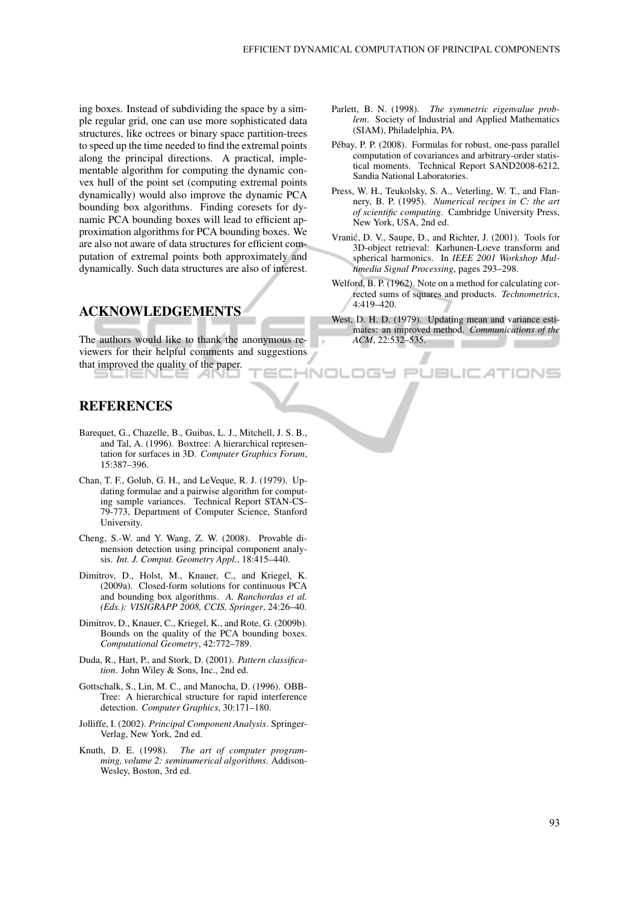ing boxes. Instead of subdividing the space by a simple regular grid, one can use more sophisticated data structures, like octrees or binary space partition-trees to speed up the time needed to find the extremal points along the principal directions. A practical, implementable algorithm for computing the dynamic convex hull of the point set (computing extremal points dynamically) would also improve the dynamic PCA bounding box algorithms. Finding coresets for dynamic PCA bounding boxes will lead to efficient approximation algorithms for PCA bounding boxes. We are also not aware of data structures for efficient computation of extremal points both approximately and dynamically. Such data structures are also of interest.

## ACKNOWLEDGEMENTS

The authors would like to thank the anonymous reviewers for their helpful comments and suggestions that improved the quality of the paper.

## REFERENCES

Barequet, G., Chazelle, B., Guibas, L. J., Mitchell, J. S. B., and Tal, A. (1996). Boxtree: A hierarchical representation for surfaces in 3D. *Computer Graphics Forum*, 15:387–396.

Chan, T. F., Golub, G. H., and LeVeque, R. J. (1979). Updating formulae and a pairwise algorithm for computing sample variances. Technical Report STAN-CS-79-773, Department of Computer Science, Stanford University.

Cheng, S.-W. and Y. Wang, Z. W. (2008). Provable dimension detection using principal component analysis. *Int. J. Comput. Geometry Appl.*, 18:415–440.

Dimitrov, D., Holst, M., Knauer, C., and Kriegel, K. (2009a). Closed-form solutions for continuous PCA and bounding box algorithms. *A. Ranchordas et al. (Eds.): VISIGRAPP 2008, CCIS, Springer*, 24:26–40.

Dimitrov, D., Knauer, C., Kriegel, K., and Rote, G. (2009b). Bounds on the quality of the PCA bounding boxes. *Computational Geometry*, 42:772–789.

Duda, R., Hart, P., and Stork, D. (2001). *Pattern classification*. John Wiley & Sons, Inc., 2nd ed.

Gottschalk, S., Lin, M. C., and Manocha, D. (1996). OBBTree: A hierarchical structure for rapid interference detection. *Computer Graphics*, 30:171–180.

Jolliffe, I. (2002). *Principal Component Analysis*. Springer-Verlag, New York, 2nd ed.

Knuth, D. E. (1998). *The art of computer programming, volume 2: seminumerical algorithms*. Addison-Wesley, Boston, 3rd ed.

Parlett, B. N. (1998). *The symmetric eigenvalue problem*. Society of Industrial and Applied Mathematics (SIAM), Philadelphia, PA.

Pébay, P. P. (2008). Formulas for robust, one-pass parallel computation of covariances and arbitrary-order statistical moments. Technical Report SAND2008-6212, Sandia National Laboratories.

Press, W. H., Teukolsky, S. A., Veterling, W. T., and Flannery, B. P. (1995). *Numerical recipes in C: the art of scientific computing*. Cambridge University Press, New York, USA, 2nd ed.

Vranić, D. V., Saupe, D., and Richter, J. (2001). Tools for 3D-object retrieval: Karhunen-Loeve transform and spherical harmonics. In *IEEE 2001 Workshop Multimedia Signal Processing*, pages 293–298.

Welford, B. P. (1962). Note on a method for calculating corrected sums of squares and products. *Technometrics*, 4:419–420.

West, D. H. D. (1979). Updating mean and variance estimates: an improved method. *Communications of the ACM*, 22:532–535.